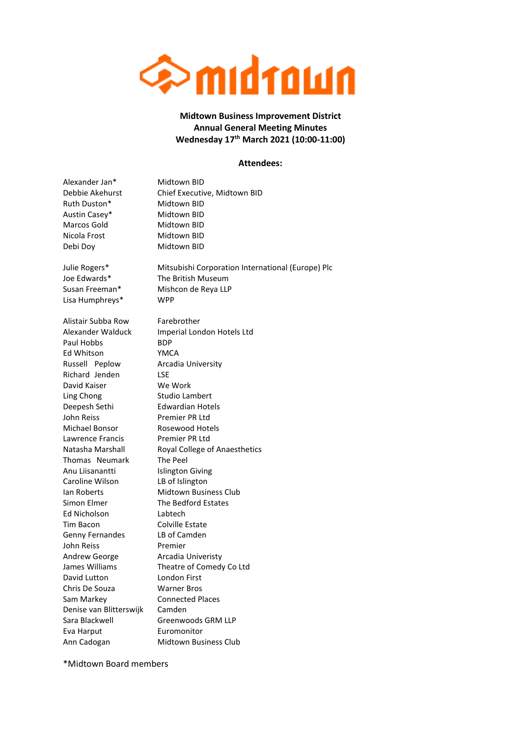midtown

**Midtown Business Improvement District**
**Annual General Meeting Minutes**
**Wednesday 17th March 2021 (10:00-11:00)**

**Attendees:**

| | |
|---|---|
| Alexander Jan* | Midtown BID |
| Debbie Akehurst | Chief Executive, Midtown BID |
| Ruth Duston* | Midtown BID |
| Austin Casey* | Midtown BID |
| Marcos Gold | Midtown BID |
| Nicola Frost | Midtown BID |
| Debi Doy | Midtown BID |
| | |
| Julie Rogers* | Mitsubishi Corporation International (Europe) Plc |
| Joe Edwards* | The British Museum |
| Susan Freeman* | Mishcon de Reya LLP |
| Lisa Humphreys* | WPP |
| | |
| Alistair Subba Row | Farebrother |
| Alexander Walduck | Imperial London Hotels Ltd |
| Paul Hobbs | BDP |
| Ed Whitson | YMCA |
| Russell Peplow | Arcadia University |
| Richard Jenden | LSE |
| David Kaiser | We Work |
| Ling Chong | Studio Lambert |
| Deepesh Sethi | Edwardian Hotels |
| John Reiss | Premier PR Ltd |
| Michael Bonsor | Rosewood Hotels |
| Lawrence Francis | Premier PR Ltd |
| Natasha Marshall | Royal College of Anaesthetics |
| Thomas Neumark | The Peel |
| Anu Liisanantti | Islington Giving |
| Caroline Wilson | LB of Islington |
| Ian Roberts | Midtown Business Club |
| Simon Elmer | The Bedford Estates |
| Ed Nicholson | Labtech |
| Tim Bacon | Colville Estate |
| Genny Fernandes | LB of Camden |
| John Reiss | Premier |
| Andrew George | Arcadia Univeristy |
| James Williams | Theatre of Comedy Co Ltd |
| David Lutton | London First |
| Chris De Souza | Warner Bros |
| Sam Markey | Connected Places |
| Denise van Blitterswijk | Camden |
| Sara Blackwell | Greenwoods GRM LLP |
| Eva Harput | Euromonitor |
| Ann Cadogan | Midtown Business Club |

*Midtown Board members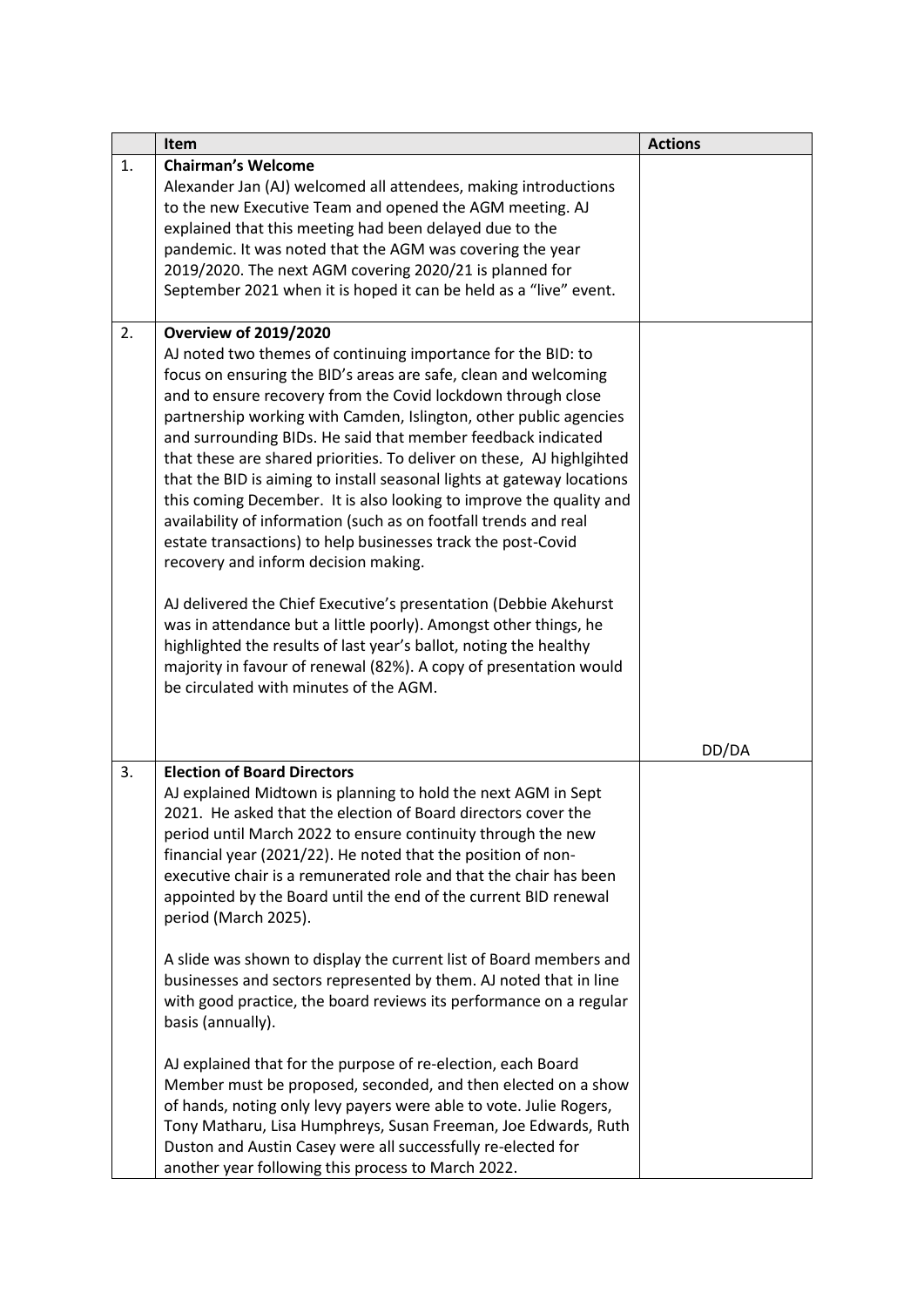|  | Item | Actions |
|---|---|---|
| 1. | **Chairman's Welcome**<br>Alexander Jan (AJ) welcomed all attendees, making introductions to the new Executive Team and opened the AGM meeting. AJ explained that this meeting had been delayed due to the pandemic. It was noted that the AGM was covering the year 2019/2020. The next AGM covering 2020/21 is planned for September 2021 when it is hoped it can be held as a "live" event. |  |
| 2. | **Overview of 2019/2020**<br>AJ noted two themes of continuing importance for the BID: to focus on ensuring the BID's areas are safe, clean and welcoming and to ensure recovery from the Covid lockdown through close partnership working with Camden, Islington, other public agencies and surrounding BIDs. He said that member feedback indicated that these are shared priorities. To deliver on these, AJ highlgihted that the BID is aiming to install seasonal lights at gateway locations this coming December. It is also looking to improve the quality and availability of information (such as on footfall trends and real estate transactions) to help businesses track the post-Covid recovery and inform decision making.<br><br>AJ delivered the Chief Executive's presentation (Debbie Akehurst was in attendance but a little poorly). Amongst other things, he highlighted the results of last year's ballot, noting the healthy majority in favour of renewal (82%). A copy of presentation would be circulated with minutes of the AGM. | DD/DA |
| 3. | **Election of Board Directors**<br>AJ explained Midtown is planning to hold the next AGM in Sept 2021. He asked that the election of Board directors cover the period until March 2022 to ensure continuity through the new financial year (2021/22). He noted that the position of non-executive chair is a remunerated role and that the chair has been appointed by the Board until the end of the current BID renewal period (March 2025).<br><br>A slide was shown to display the current list of Board members and businesses and sectors represented by them. AJ noted that in line with good practice, the board reviews its performance on a regular basis (annually).<br><br>AJ explained that for the purpose of re-election, each Board Member must be proposed, seconded, and then elected on a show of hands, noting only levy payers were able to vote. Julie Rogers, Tony Matharu, Lisa Humphreys, Susan Freeman, Joe Edwards, Ruth Duston and Austin Casey were all successfully re-elected for another year following this process to March 2022. |  |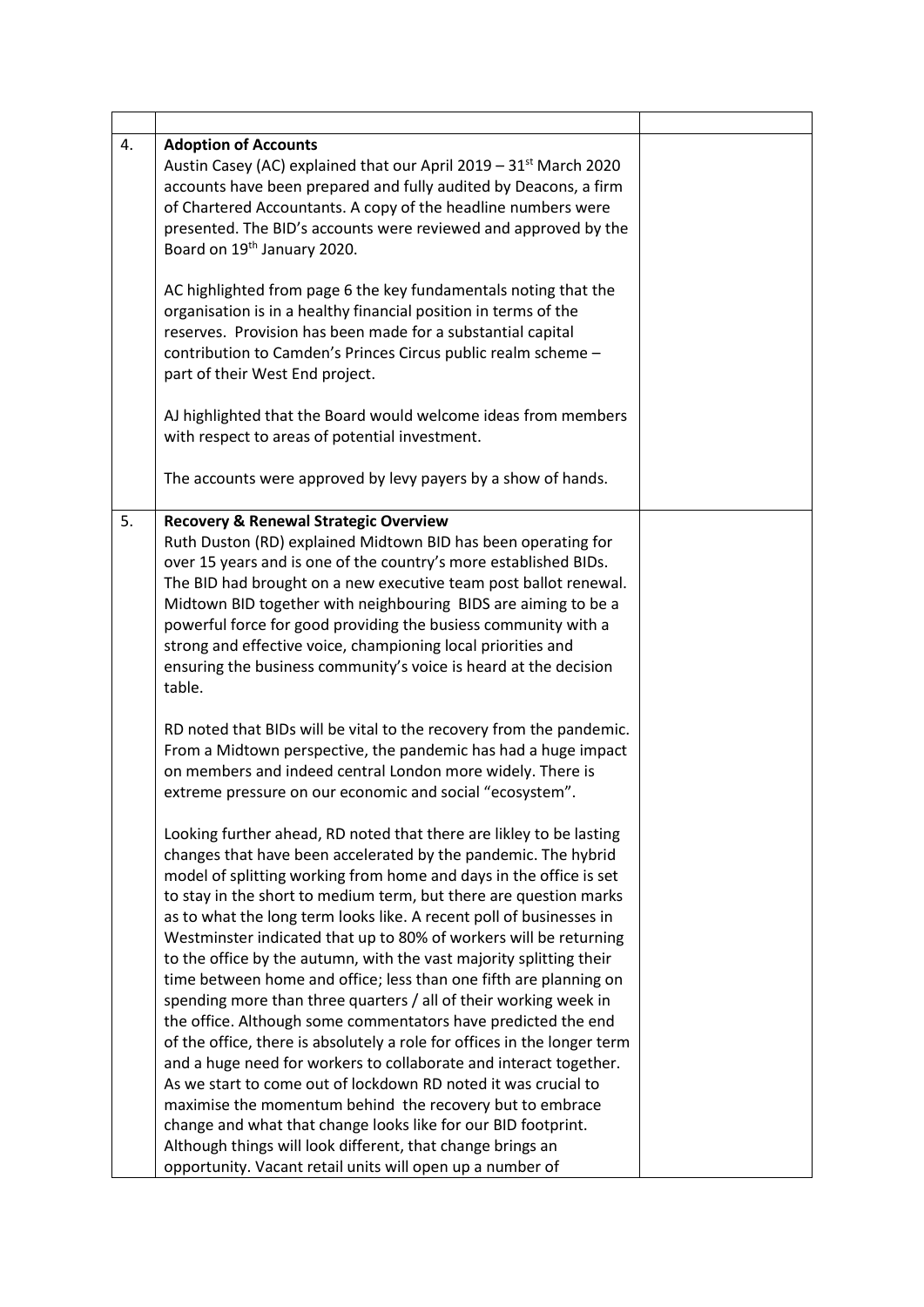| | | |
|---|---|---|
| 4. | **Adoption of Accounts**<br>Austin Casey (AC) explained that our April 2019 – 31st March 2020 accounts have been prepared and fully audited by Deacons, a firm of Chartered Accountants. A copy of the headline numbers were presented. The BID's accounts were reviewed and approved by the Board on 19th January 2020.<br><br>AC highlighted from page 6 the key fundamentals noting that the organisation is in a healthy financial position in terms of the reserves. Provision has been made for a substantial capital contribution to Camden's Princes Circus public realm scheme – part of their West End project.<br><br>AJ highlighted that the Board would welcome ideas from members with respect to areas of potential investment.<br><br>The accounts were approved by levy payers by a show of hands. | |
| 5. | **Recovery & Renewal Strategic Overview**<br>Ruth Duston (RD) explained Midtown BID has been operating for over 15 years and is one of the country's more established BIDs. The BID had brought on a new executive team post ballot renewal. Midtown BID together with neighbouring BIDS are aiming to be a powerful force for good providing the busiess community with a strong and effective voice, championing local priorities and ensuring the business community's voice is heard at the decision table.<br><br>RD noted that BIDs will be vital to the recovery from the pandemic. From a Midtown perspective, the pandemic has had a huge impact on members and indeed central London more widely. There is extreme pressure on our economic and social "ecosystem".<br><br>Looking further ahead, RD noted that there are likley to be lasting changes that have been accelerated by the pandemic. The hybrid model of splitting working from home and days in the office is set to stay in the short to medium term, but there are question marks as to what the long term looks like. A recent poll of businesses in Westminster indicated that up to 80% of workers will be returning to the office by the autumn, with the vast majority splitting their time between home and office; less than one fifth are planning on spending more than three quarters / all of their working week in the office. Although some commentators have predicted the end of the office, there is absolutely a role for offices in the longer term and a huge need for workers to collaborate and interact together. As we start to come out of lockdown RD noted it was crucial to maximise the momentum behind the recovery but to embrace change and what that change looks like for our BID footprint. Although things will look different, that change brings an opportunity. Vacant retail units will open up a number of | |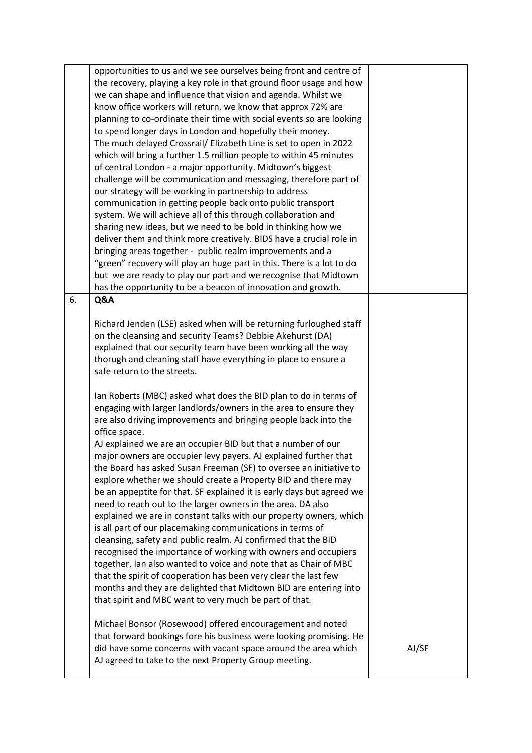| | | |
|---|---|---|
| | opportunities to us and we see ourselves being front and centre of the recovery, playing a key role in that ground floor usage and how we can shape and influence that vision and agenda. Whilst we know office workers will return, we know that approx 72% are planning to co-ordinate their time with social events so are looking to spend longer days in London and hopefully their money.<br>The much delayed Crossrail/ Elizabeth Line is set to open in 2022 which will bring a further 1.5 million people to within 45 minutes of central London - a major opportunity. Midtown's biggest challenge will be communication and messaging, therefore part of our strategy will be working in partnership to address communication in getting people back onto public transport system. We will achieve all of this through collaboration and sharing new ideas, but we need to be bold in thinking how we deliver them and think more creatively. BIDS have a crucial role in bringing areas together - public realm improvements and a "green" recovery will play an huge part in this. There is a lot to do but we are ready to play our part and we recognise that Midtown has the opportunity to be a beacon of innovation and growth. | |
| 6. | **Q&A**<br><br>Richard Jenden (LSE) asked when will be returning furloughed staff on the cleansing and security Teams? Debbie Akehurst (DA) explained that our security team have been working all the way thorugh and cleaning staff have everything in place to ensure a safe return to the streets.<br><br>Ian Roberts (MBC) asked what does the BID plan to do in terms of engaging with larger landlords/owners in the area to ensure they are also driving improvements and bringing people back into the office space.<br>AJ explained we are an occupier BID but that a number of our major owners are occupier levy payers. AJ explained further that the Board has asked Susan Freeman (SF) to oversee an initiative to explore whether we should create a Property BID and there may be an appeptite for that. SF explained it is early days but agreed we need to reach out to the larger owners in the area. DA also explained we are in constant talks with our property owners, which is all part of our placemaking communications in terms of cleansing, safety and public realm. AJ confirmed that the BID recognised the importance of working with owners and occupiers together. Ian also wanted to voice and note that as Chair of MBC that the spirit of cooperation has been very clear the last few months and they are delighted that Midtown BID are entering into that spirit and MBC want to very much be part of that.<br><br>Michael Bonsor (Rosewood) offered encouragement and noted that forward bookings fore his business were looking promising. He did have some concerns with vacant space around the area which AJ agreed to take to the next Property Group meeting. | AJ/SF |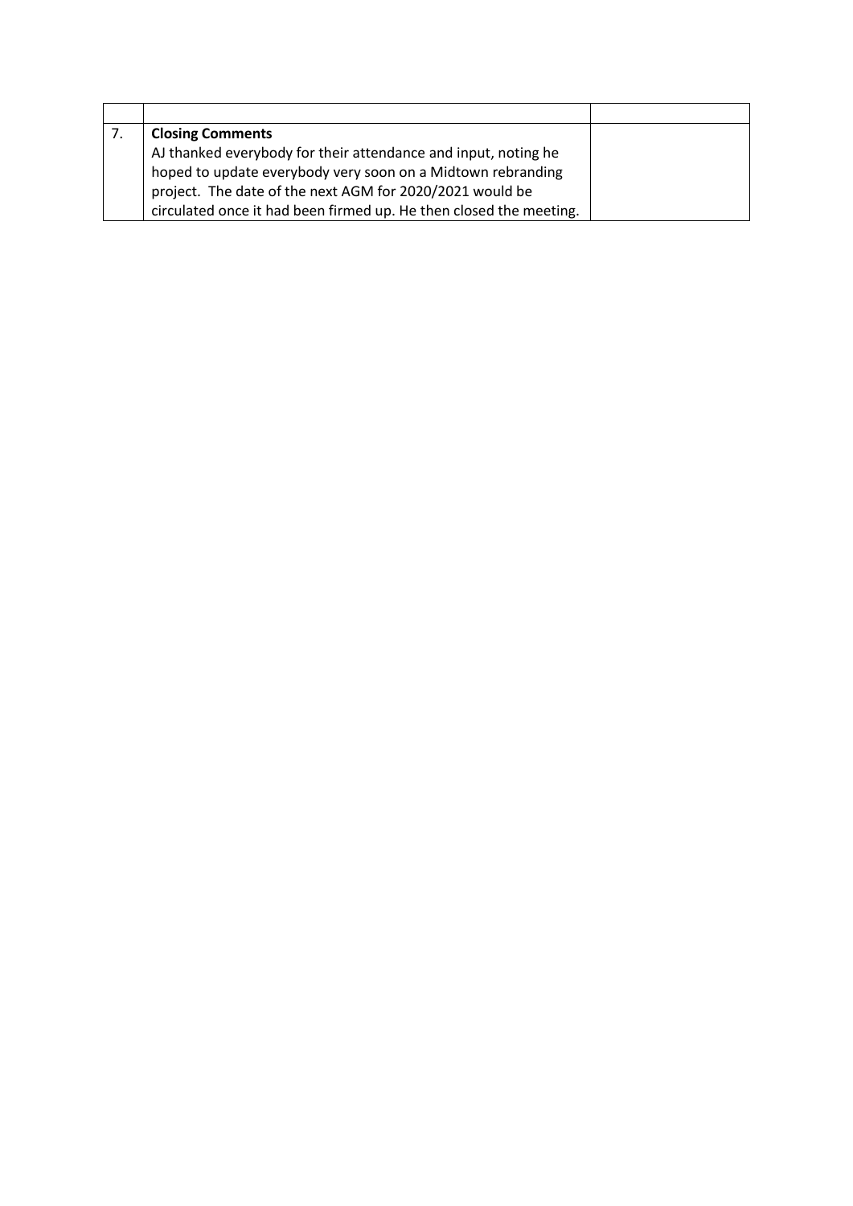| | | |
|---|---|---|
| | | |
| 7. | **Closing Comments**<br>AJ thanked everybody for their attendance and input, noting he hoped to update everybody very soon on a Midtown rebranding project. The date of the next AGM for 2020/2021 would be circulated once it had been firmed up. He then closed the meeting. | |